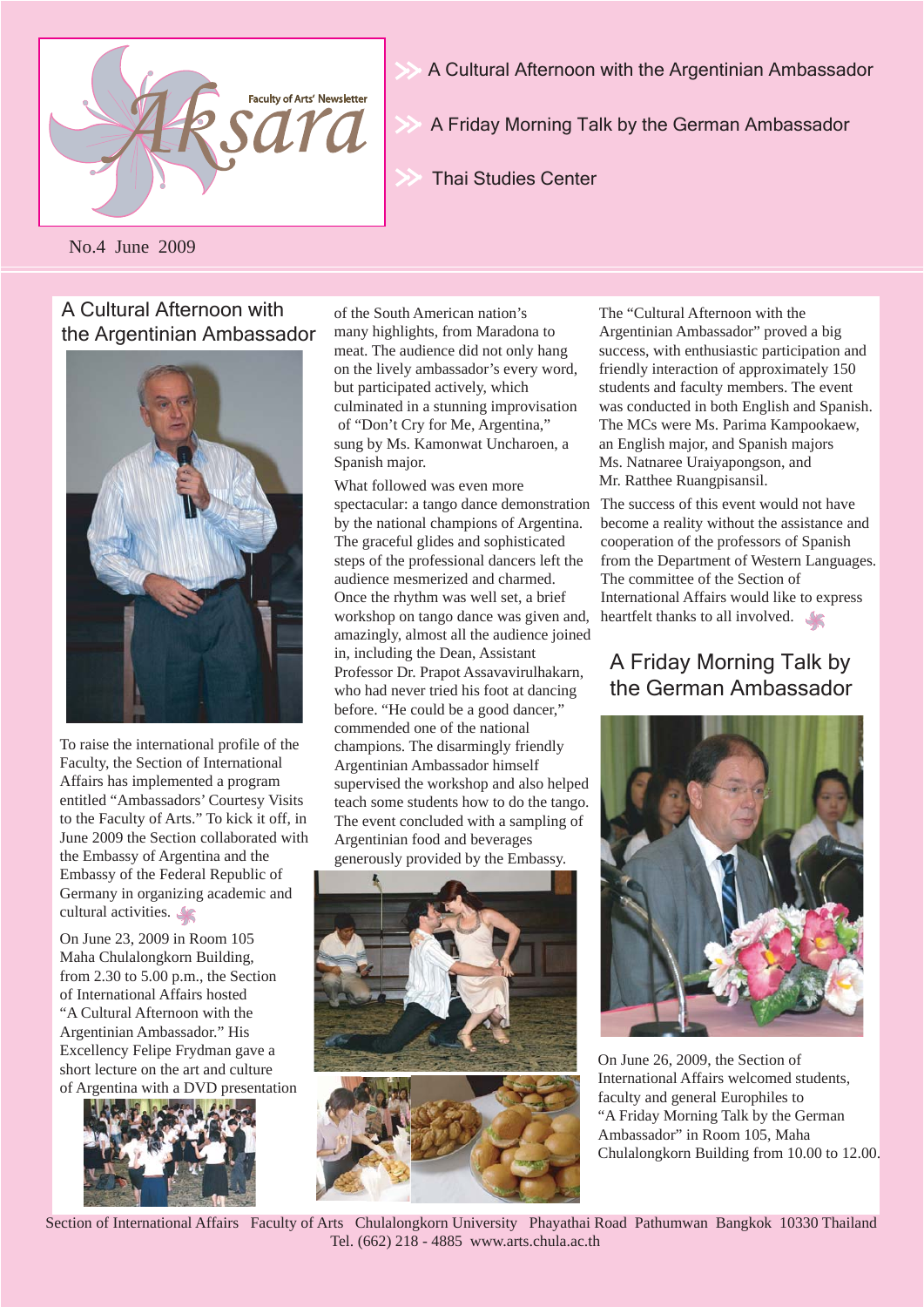Faculty of Arts' Newsletter

# Aksara

- A Cultural Afternoon with the Argentinian Ambassador
- A Friday Morning Talk by the German Ambassador
- Thai Studies Center

No.4 June 2009

## A Cultural Afternoon with the Argentinian Ambassador

To raise the international profile of the Faculty, the Section of International Affairs has implemented a program entitled "Ambassadors' Courtesy Visits to the Faculty of Arts." To kick it off, in June 2009 the Section collaborated with the Embassy of Argentina and the Embassy of the Federal Republic of Germany in organizing academic and cultural activities.

On June 23, 2009 in Room 105 Maha Chulalongkorn Building, from 2.30 to 5.00 p.m., the Section of International Affairs hosted "A Cultural Afternoon with the Argentinian Ambassador." His Excellency Felipe Frydman gave a short lecture on the art and culture of Argentina with a DVD presentation of the South American nation's many highlights, from Maradona to meat. The audience did not only hang on the lively ambassador's every word, but participated actively, which culminated in a stunning improvisation of "Don't Cry for Me, Argentina," sung by Ms. Kamonwat Uncharoen, a Spanish major.

What followed was even more spectacular: a tango dance demonstration by the national champions of Argentina. The graceful glides and sophisticated steps of the professional dancers left the audience mesmerized and charmed. Once the rhythm was well set, a brief workshop on tango dance was given and, amazingly, almost all the audience joined in, including the Dean, Assistant Professor Dr. Prapot Assavavirulhakarn, who had never tried his foot at dancing before. "He could be a good dancer," commended one of the national champions. The disarmingly friendly Argentinian Ambassador himself supervised the workshop and also helped teach some students how to do the tango. The event concluded with a sampling of Argentinian food and beverages generously provided by the Embassy.

The "Cultural Afternoon with the Argentinian Ambassador" proved a big success, with enthusiastic participation and friendly interaction of approximately 150 students and faculty members. The event was conducted in both English and Spanish. The MCs were Ms. Parima Kampookaew, an English major, and Spanish majors Ms. Natnaree Uraiyapongson, and Mr. Ratthee Ruangpisansil.

The success of this event would not have become a reality without the assistance and cooperation of the professors of Spanish from the Department of Western Languages. The committee of the Section of International Affairs would like to express heartfelt thanks to all involved.

## A Friday Morning Talk by the German Ambassador

On June 26, 2009, the Section of International Affairs welcomed students, faculty and general Europhiles to "A Friday Morning Talk by the German Ambassador" in Room 105, Maha Chulalongkorn Building from 10.00 to 12.00.

Section of International Affairs Faculty of Arts Chulalongkorn University Phayathai Road Pathumwan Bangkok 10330 Thailand
Tel. (662) 218 - 4885 www.arts.chula.ac.th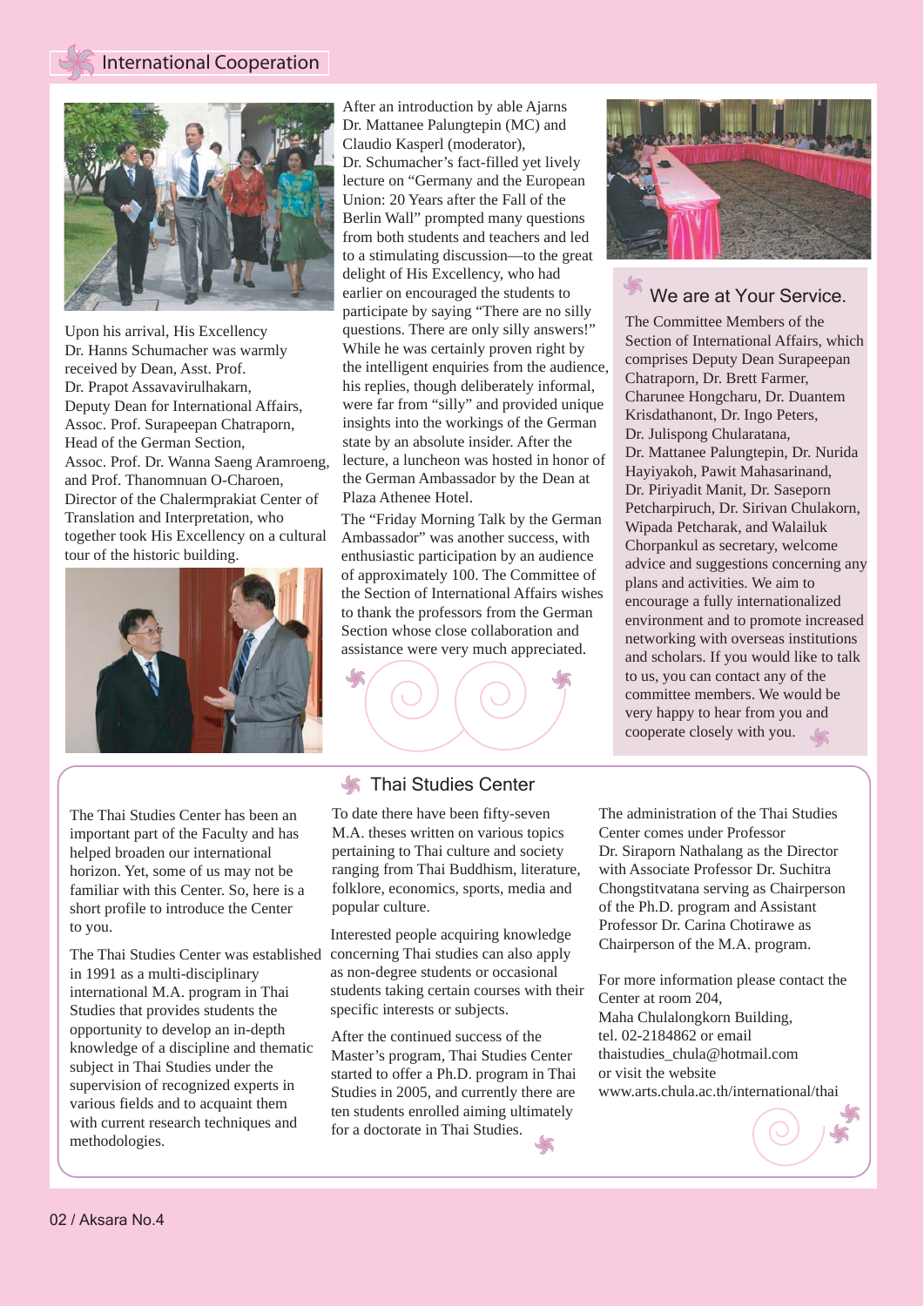# International Cooperation

Upon his arrival, His Excellency Dr. Hanns Schumacher was warmly received by Dean, Asst. Prof. Dr. Prapot Assavavirulhakarn, Deputy Dean for International Affairs, Assoc. Prof. Surapeepan Chatraporn, Head of the German Section, Assoc. Prof. Dr. Wanna Saeng Aramroeng, and Prof. Thanomnuan O-Charoen, Director of the Chalermprakiat Center of Translation and Interpretation, who together took His Excellency on a cultural tour of the historic building.

After an introduction by able Ajarns Dr. Mattanee Palungtepin (MC) and Claudio Kasperl (moderator), Dr. Schumacher's fact-filled yet lively lecture on "Germany and the European Union: 20 Years after the Fall of the Berlin Wall" prompted many questions from both students and teachers and led to a stimulating discussion—to the great delight of His Excellency, who had earlier on encouraged the students to participate by saying "There are no silly questions. There are only silly answers!" While he was certainly proven right by the intelligent enquiries from the audience, his replies, though deliberately informal, were far from "silly" and provided unique insights into the workings of the German state by an absolute insider. After the lecture, a luncheon was hosted in honor of the German Ambassador by the Dean at Plaza Athenee Hotel.

The "Friday Morning Talk by the German Ambassador" was another success, with enthusiastic participation by an audience of approximately 100. The Committee of the Section of International Affairs wishes to thank the professors from the German Section whose close collaboration and assistance were very much appreciated.

## We are at Your Service.

The Committee Members of the Section of International Affairs, which comprises Deputy Dean Surapeepan Chatraporn, Dr. Brett Farmer, Charunee Hongcharu, Dr. Duantem Krisdathanont, Dr. Ingo Peters, Dr. Julispong Chularatana, Dr. Mattanee Palungtepin, Dr. Nurida Hayiyakoh, Pawit Mahasarinand, Dr. Piriyadit Manit, Dr. Saseporn Petcharpiruch, Dr. Sirivan Chulakorn, Wipada Petcharak, and Walailuk Chorpankul as secretary, welcome advice and suggestions concerning any plans and activities. We aim to encourage a fully internationalized environment and to promote increased networking with overseas institutions and scholars. If you would like to talk to us, you can contact any of the committee members. We would be very happy to hear from you and cooperate closely with you.

## Thai Studies Center

The Thai Studies Center has been an important part of the Faculty and has helped broaden our international horizon. Yet, some of us may not be familiar with this Center. So, here is a short profile to introduce the Center to you.

The Thai Studies Center was established in 1991 as a multi-disciplinary international M.A. program in Thai Studies that provides students the opportunity to develop an in-depth knowledge of a discipline and thematic subject in Thai Studies under the supervision of recognized experts in various fields and to acquaint them with current research techniques and methodologies.

To date there have been fifty-seven M.A. theses written on various topics pertaining to Thai culture and society ranging from Thai Buddhism, literature, folklore, economics, sports, media and popular culture.

Interested people acquiring knowledge concerning Thai studies can also apply as non-degree students or occasional students taking certain courses with their specific interests or subjects.

After the continued success of the Master's program, Thai Studies Center started to offer a Ph.D. program in Thai Studies in 2005, and currently there are ten students enrolled aiming ultimately for a doctorate in Thai Studies.

The administration of the Thai Studies Center comes under Professor Dr. Siraporn Nathalang as the Director with Associate Professor Dr. Suchitra Chongstitvatana serving as Chairperson of the Ph.D. program and Assistant Professor Dr. Carina Chotirawe as Chairperson of the M.A. program.

For more information please contact the Center at room 204, Maha Chulalongkorn Building, tel. 02-2184862 or email thaistudies_chula@hotmail.com or visit the website www.arts.chula.ac.th/international/thai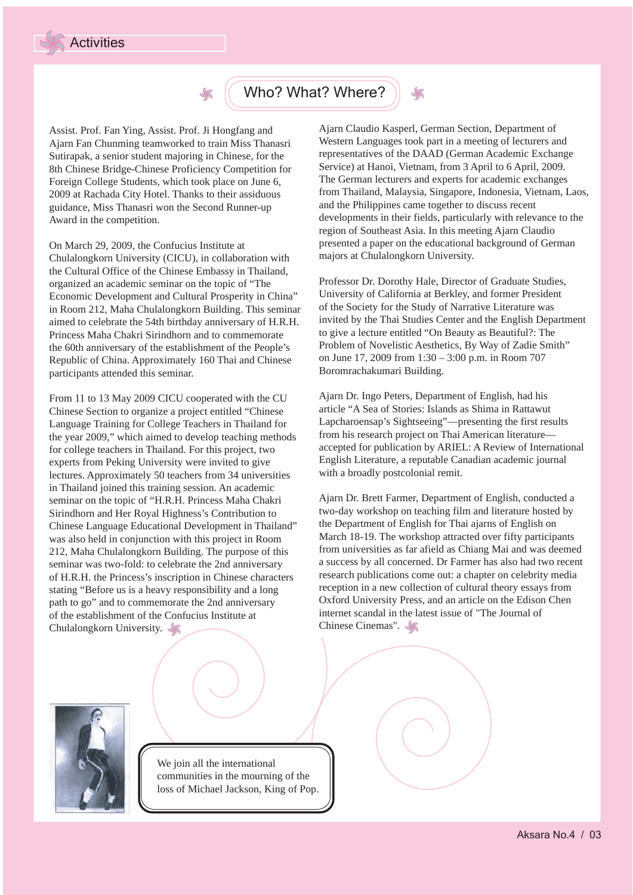## Who? What? Where?

Assist. Prof. Fan Ying, Assist. Prof. Ji Hongfang and Ajarn Fan Chunming teamworked to train Miss Thanasri Sutirapak, a senior student majoring in Chinese, for the 8th Chinese Bridge-Chinese Proficiency Competition for Foreign College Students, which took place on June 6, 2009 at Rachada City Hotel. Thanks to their assiduous guidance, Miss Thanasri won the Second Runner-up Award in the competition.

On March 29, 2009, the Confucius Institute at Chulalongkorn University (CICU), in collaboration with the Cultural Office of the Chinese Embassy in Thailand, organized an academic seminar on the topic of "The Economic Development and Cultural Prosperity in China" in Room 212, Maha Chulalongkorn Building. This seminar aimed to celebrate the 54th birthday anniversary of H.R.H. Princess Maha Chakri Sirindhorn and to commemorate the 60th anniversary of the establishment of the People's Republic of China. Approximately 160 Thai and Chinese participants attended this seminar.

From 11 to 13 May 2009 CICU cooperated with the CU Chinese Section to organize a project entitled "Chinese Language Training for College Teachers in Thailand for the year 2009," which aimed to develop teaching methods for college teachers in Thailand. For this project, two experts from Peking University were invited to give lectures. Approximately 50 teachers from 34 universities in Thailand joined this training session. An academic seminar on the topic of "H.R.H. Princess Maha Chakri Sirindhorn and Her Royal Highness's Contribution to Chinese Language Educational Development in Thailand" was also held in conjunction with this project in Room 212, Maha Chulalongkorn Building. The purpose of this seminar was two-fold: to celebrate the 2nd anniversary of H.R.H. the Princess's inscription in Chinese characters stating "Before us is a heavy responsibility and a long path to go" and to commemorate the 2nd anniversary of the establishment of the Confucius Institute at Chulalongkorn University.

Ajarn Claudio Kasperl, German Section, Department of Western Languages took part in a meeting of lecturers and representatives of the DAAD (German Academic Exchange Service) at Hanoi, Vietnam, from 3 April to 6 April, 2009. The German lecturers and experts for academic exchanges from Thailand, Malaysia, Singapore, Indonesia, Vietnam, Laos, and the Philippines came together to discuss recent developments in their fields, particularly with relevance to the region of Southeast Asia. In this meeting Ajarn Claudio presented a paper on the educational background of German majors at Chulalongkorn University.

Professor Dr. Dorothy Hale, Director of Graduate Studies, University of California at Berkley, and former President of the Society for the Study of Narrative Literature was invited by the Thai Studies Center and the English Department to give a lecture entitled "On Beauty as Beautiful?: The Problem of Novelistic Aesthetics, By Way of Zadie Smith" on June 17, 2009 from 1:30 – 3:00 p.m. in Room 707 Boromrachakumari Building.

Ajarn Dr. Ingo Peters, Department of English, had his article "A Sea of Stories: Islands as Shima in Rattawut Lapcharoensap's Sightseeing"—presenting the first results from his research project on Thai American literature—accepted for publication by ARIEL: A Review of International English Literature, a reputable Canadian academic journal with a broadly postcolonial remit.

Ajarn Dr. Brett Farmer, Department of English, conducted a two-day workshop on teaching film and literature hosted by the Department of English for Thai ajarns of English on March 18-19. The workshop attracted over fifty participants from universities as far afield as Chiang Mai and was deemed a success by all concerned. Dr Farmer has also had two recent research publications come out: a chapter on celebrity media reception in a new collection of cultural theory essays from Oxford University Press, and an article on the Edison Chen internet scandal in the latest issue of "The Journal of Chinese Cinemas".

We join all the international communities in the mourning of the loss of Michael Jackson, King of Pop.